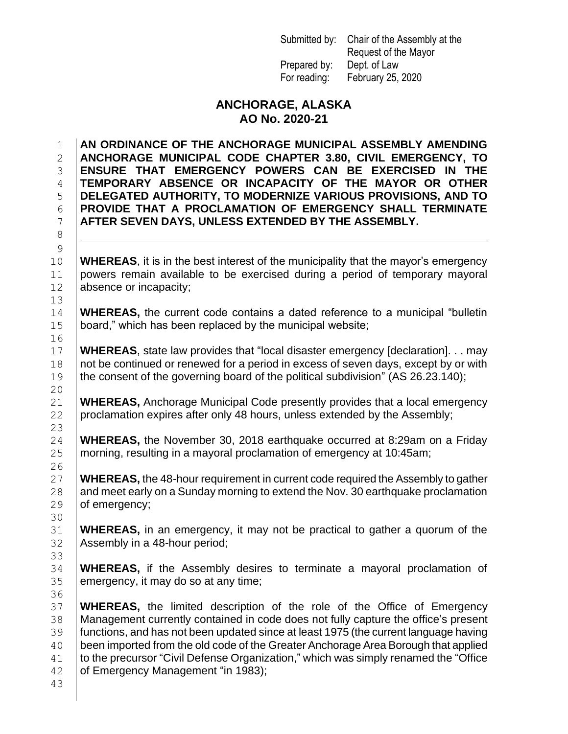Submitted by: Chair of the Assembly at the Request of the Mayor
Prepared by: Dept. of Law
For reading: February 25, 2020

# ANCHORAGE, ALASKA
## AO No. 2020-21

**AN ORDINANCE OF THE ANCHORAGE MUNICIPAL ASSEMBLY AMENDING ANCHORAGE MUNICIPAL CODE CHAPTER 3.80, CIVIL EMERGENCY, TO ENSURE THAT EMERGENCY POWERS CAN BE EXERCISED IN THE TEMPORARY ABSENCE OR INCAPACITY OF THE MAYOR OR OTHER DELEGATED AUTHORITY, TO MODERNIZE VARIOUS PROVISIONS, AND TO PROVIDE THAT A PROCLAMATION OF EMERGENCY SHALL TERMINATE AFTER SEVEN DAYS, UNLESS EXTENDED BY THE ASSEMBLY.**

---

**WHEREAS**, it is in the best interest of the municipality that the mayor's emergency powers remain available to be exercised during a period of temporary mayoral absence or incapacity;

**WHEREAS,** the current code contains a dated reference to a municipal "bulletin board," which has been replaced by the municipal website;

**WHEREAS**, state law provides that "local disaster emergency [declaration]. . . may not be continued or renewed for a period in excess of seven days, except by or with the consent of the governing board of the political subdivision" (AS 26.23.140);

**WHEREAS,** Anchorage Municipal Code presently provides that a local emergency proclamation expires after only 48 hours, unless extended by the Assembly;

**WHEREAS,** the November 30, 2018 earthquake occurred at 8:29am on a Friday morning, resulting in a mayoral proclamation of emergency at 10:45am;

**WHEREAS,** the 48-hour requirement in current code required the Assembly to gather and meet early on a Sunday morning to extend the Nov. 30 earthquake proclamation of emergency;

**WHEREAS,** in an emergency, it may not be practical to gather a quorum of the Assembly in a 48-hour period;

**WHEREAS,** if the Assembly desires to terminate a mayoral proclamation of emergency, it may do so at any time;

**WHEREAS,** the limited description of the role of the Office of Emergency Management currently contained in code does not fully capture the office's present functions, and has not been updated since at least 1975 (the current language having been imported from the old code of the Greater Anchorage Area Borough that applied to the precursor "Civil Defense Organization," which was simply renamed the "Office of Emergency Management "in 1983);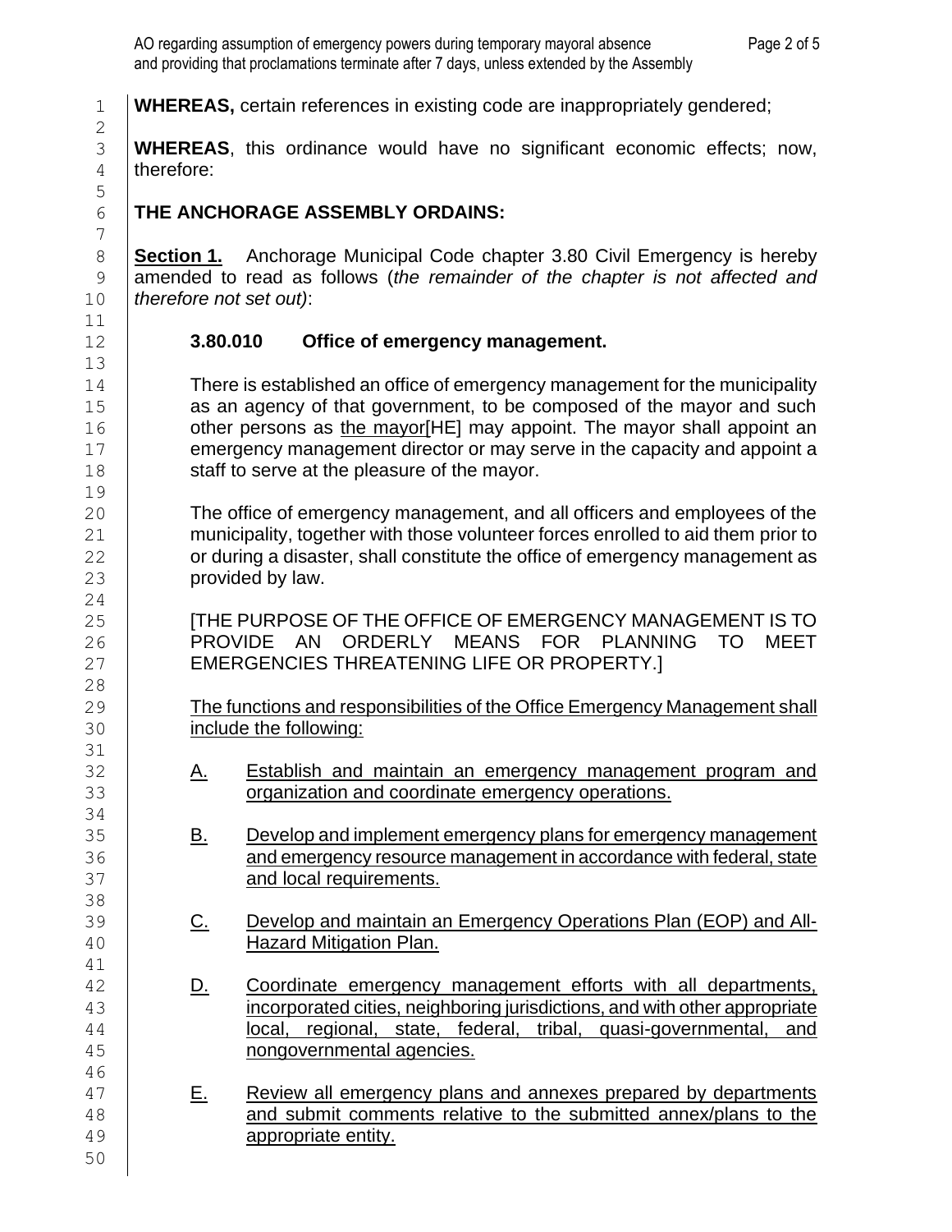**WHEREAS,** certain references in existing code are inappropriately gendered;

**WHEREAS**, this ordinance would have no significant economic effects; now, therefore:

**THE ANCHORAGE ASSEMBLY ORDAINS:**

**Section 1.** Anchorage Municipal Code chapter 3.80 Civil Emergency is hereby amended to read as follows (*the remainder of the chapter is not affected and therefore not set out)*:

**3.80.010 Office of emergency management.**

There is established an office of emergency management for the municipality as an agency of that government, to be composed of the mayor and such other persons as <u>the mayor</u>[HE] may appoint. The mayor shall appoint an emergency management director or may serve in the capacity and appoint a staff to serve at the pleasure of the mayor.

The office of emergency management, and all officers and employees of the municipality, together with those volunteer forces enrolled to aid them prior to or during a disaster, shall constitute the office of emergency management as provided by law.

[THE PURPOSE OF THE OFFICE OF EMERGENCY MANAGEMENT IS TO PROVIDE AN ORDERLY MEANS FOR PLANNING TO MEET EMERGENCIES THREATENING LIFE OR PROPERTY.]

<u>The functions and responsibilities of the Office Emergency Management shall include the following:</u>

<u>A.</u> <u>Establish and maintain an emergency management program and organization and coordinate emergency operations.</u>

<u>B.</u> <u>Develop and implement emergency plans for emergency management and emergency resource management in accordance with federal, state and local requirements.</u>

<u>C.</u> <u>Develop and maintain an Emergency Operations Plan (EOP) and All-Hazard Mitigation Plan.</u>

<u>D.</u> <u>Coordinate emergency management efforts with all departments, incorporated cities, neighboring jurisdictions, and with other appropriate local, regional, state, federal, tribal, quasi-governmental, and nongovernmental agencies.</u>

<u>E.</u> <u>Review all emergency plans and annexes prepared by departments and submit comments relative to the submitted annex/plans to the appropriate entity.</u>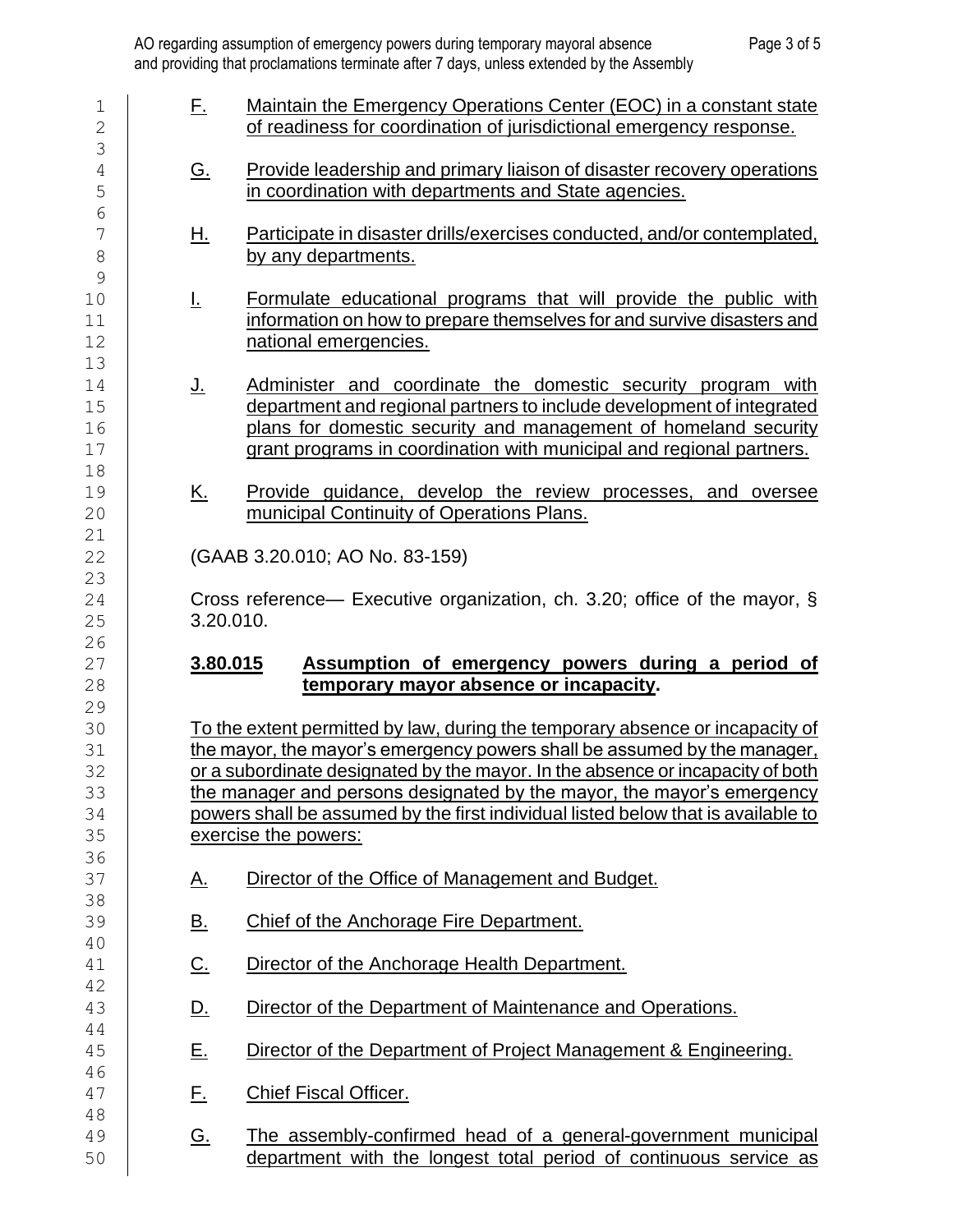F. Maintain the Emergency Operations Center (EOC) in a constant state of readiness for coordination of jurisdictional emergency response.

G. Provide leadership and primary liaison of disaster recovery operations in coordination with departments and State agencies.

H. Participate in disaster drills/exercises conducted, and/or contemplated, by any departments.

I. Formulate educational programs that will provide the public with information on how to prepare themselves for and survive disasters and national emergencies.

J. Administer and coordinate the domestic security program with department and regional partners to include development of integrated plans for domestic security and management of homeland security grant programs in coordination with municipal and regional partners.

K. Provide guidance, develop the review processes, and oversee municipal Continuity of Operations Plans.

(GAAB 3.20.010; AO No. 83-159)

Cross reference— Executive organization, ch. 3.20; office of the mayor, § 3.20.010.

**3.80.015 Assumption of emergency powers during a period of temporary mayor absence or incapacity.**

To the extent permitted by law, during the temporary absence or incapacity of the mayor, the mayor's emergency powers shall be assumed by the manager, or a subordinate designated by the mayor. In the absence or incapacity of both the manager and persons designated by the mayor, the mayor's emergency powers shall be assumed by the first individual listed below that is available to exercise the powers:

A. Director of the Office of Management and Budget.

B. Chief of the Anchorage Fire Department.

C. Director of the Anchorage Health Department.

D. Director of the Department of Maintenance and Operations.

E. Director of the Department of Project Management & Engineering.

F. Chief Fiscal Officer.

G. The assembly-confirmed head of a general-government municipal department with the longest total period of continuous service as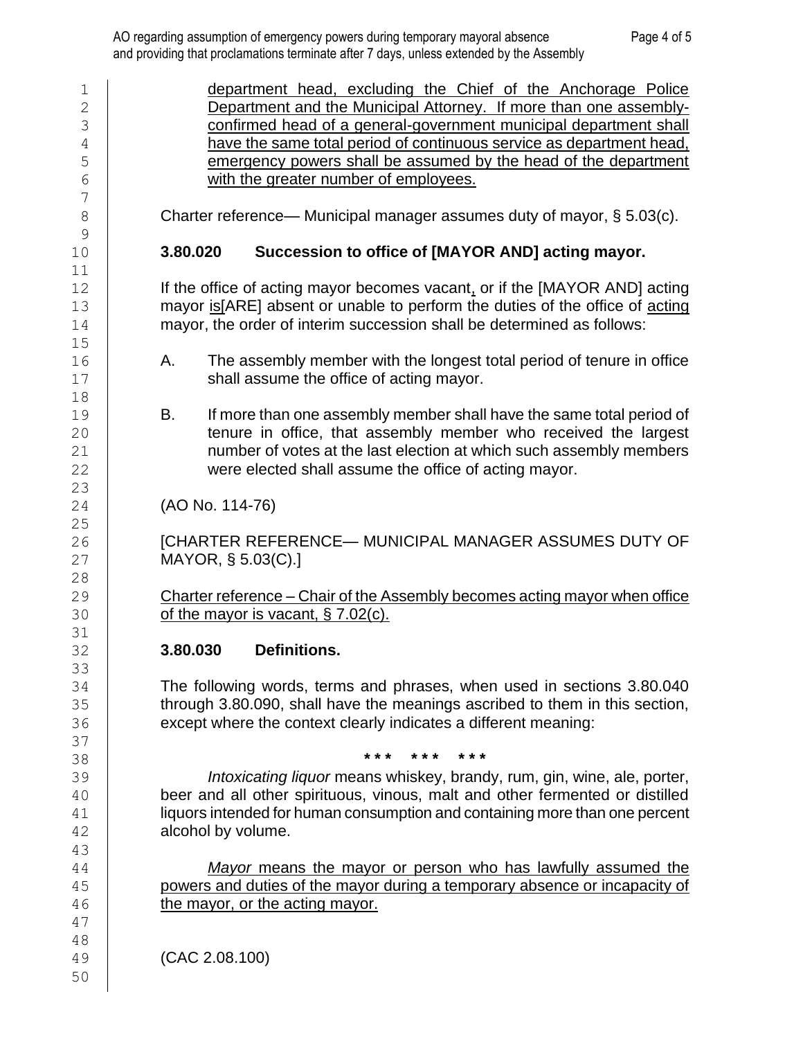department head, excluding the Chief of the Anchorage Police Department and the Municipal Attorney. If more than one assembly-confirmed head of a general-government municipal department shall have the same total period of continuous service as department head, emergency powers shall be assumed by the head of the department with the greater number of employees.

Charter reference— Municipal manager assumes duty of mayor, § 5.03(c).

**3.80.020 Succession to office of [MAYOR AND] acting mayor.**

If the office of acting mayor becomes vacant, or if the [MAYOR AND] acting mayor is[ARE] absent or unable to perform the duties of the office of acting mayor, the order of interim succession shall be determined as follows:

A. The assembly member with the longest total period of tenure in office shall assume the office of acting mayor.

B. If more than one assembly member shall have the same total period of tenure in office, that assembly member who received the largest number of votes at the last election at which such assembly members were elected shall assume the office of acting mayor.

(AO No. 114-76)

[CHARTER REFERENCE— MUNICIPAL MANAGER ASSUMES DUTY OF MAYOR, § 5.03(C).]

Charter reference – Chair of the Assembly becomes acting mayor when office of the mayor is vacant, § 7.02(c).

**3.80.030 Definitions.**

The following words, terms and phrases, when used in sections 3.80.040 through 3.80.090, shall have the meanings ascribed to them in this section, except where the context clearly indicates a different meaning:

\*\*\* \*\*\* \*\*\*

*Intoxicating liquor* means whiskey, brandy, rum, gin, wine, ale, porter, beer and all other spirituous, vinous, malt and other fermented or distilled liquors intended for human consumption and containing more than one percent alcohol by volume.

*Mayor* means the mayor or person who has lawfully assumed the powers and duties of the mayor during a temporary absence or incapacity of the mayor, or the acting mayor.

(CAC 2.08.100)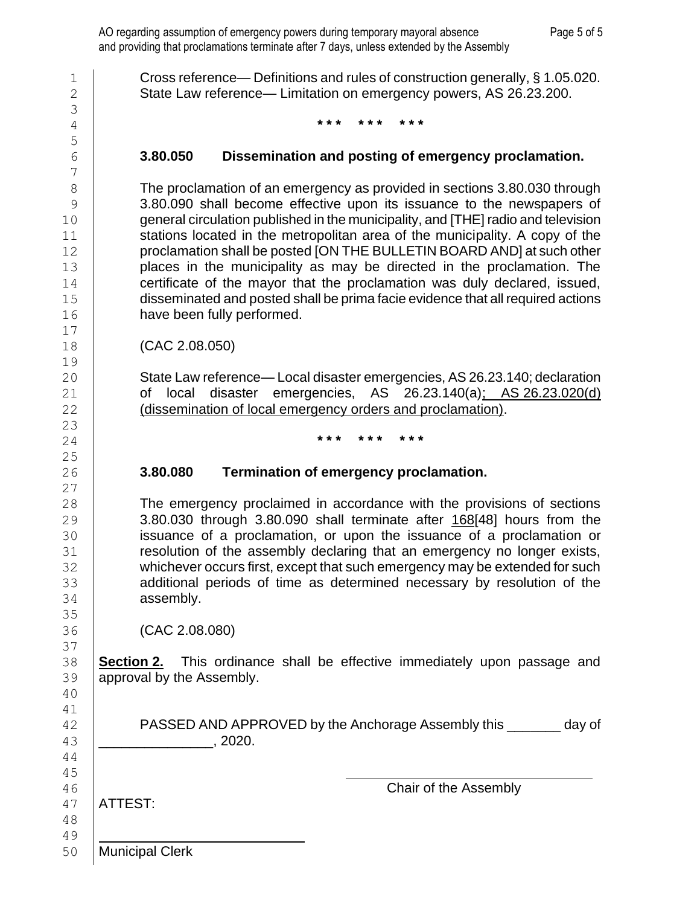Cross reference— Definitions and rules of construction generally, § 1.05.020.
State Law reference— Limitation on emergency powers, AS 26.23.200.

\*\*\* \*\*\* \*\*\*

**3.80.050 Dissemination and posting of emergency proclamation.**

The proclamation of an emergency as provided in sections 3.80.030 through 3.80.090 shall become effective upon its issuance to the newspapers of general circulation published in the municipality, and [THE] radio and television stations located in the metropolitan area of the municipality. A copy of the proclamation shall be posted [ON THE BULLETIN BOARD AND] at such other places in the municipality as may be directed in the proclamation. The certificate of the mayor that the proclamation was duly declared, issued, disseminated and posted shall be prima facie evidence that all required actions have been fully performed.

(CAC 2.08.050)

State Law reference— Local disaster emergencies, AS 26.23.140; declaration of local disaster emergencies, AS 26.23.140(a); AS 26.23.020(d) (dissemination of local emergency orders and proclamation).

\*\*\* \*\*\* \*\*\*

**3.80.080 Termination of emergency proclamation.**

The emergency proclaimed in accordance with the provisions of sections 3.80.030 through 3.80.090 shall terminate after 168[48] hours from the issuance of a proclamation, or upon the issuance of a proclamation or resolution of the assembly declaring that an emergency no longer exists, whichever occurs first, except that such emergency may be extended for such additional periods of time as determined necessary by resolution of the assembly.

(CAC 2.08.080)

**Section 2.** This ordinance shall be effective immediately upon passage and approval by the Assembly.

PASSED AND APPROVED by the Anchorage Assembly this _______ day of _______________, 2020.

\_\_\_\_\_\_\_\_\_\_\_\_\_\_\_\_\_\_\_\_\_\_\_\_\_\_\_\_\_\_\_\_
Chair of the Assembly

ATTEST:

\_\_\_\_\_\_\_\_\_\_\_\_\_\_\_\_\_\_\_\_\_\_\_\_\_\_\_\_\_\_\_\_
Municipal Clerk